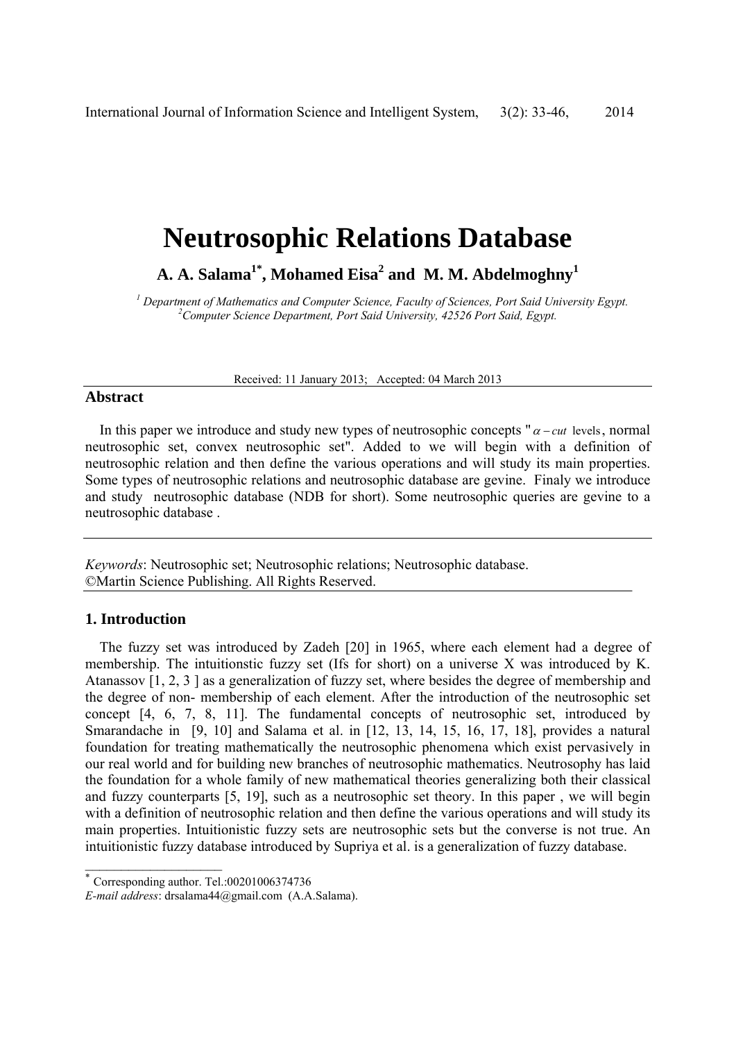# Neutrosophic Relations Database

**A. A. Salama[1*], Mohamed Eisa[2] and M. M. Abdelmoghny[1]**

*[1] Department of Mathematics and Computer Science, Faculty of Sciences, Port Said University Egypt.*
*[2] Computer Science Department, Port Said University, 42526 Port Said, Egypt.*

Received: 11 January 2013; Accepted: 04 March 2013

## Abstract

In this paper we introduce and study new types of neutrosophic concepts "$\alpha - cut$ levels, normal neutrosophic set, convex neutrosophic set". Added to we will begin with a definition of neutrosophic relation and then define the various operations and will study its main properties. Some types of neutrosophic relations and neutrosophic database are gevine. Finaly we introduce and study neutrosophic database (NDB for short). Some neutrosophic queries are gevine to a neutrosophic database .

*Keywords*: Neutrosophic set; Neutrosophic relations; Neutrosophic database.
©Martin Science Publishing. All Rights Reserved.

## 1. Introduction

The fuzzy set was introduced by Zadeh [20] in 1965, where each element had a degree of membership. The intuitionstic fuzzy set (Ifs for short) on a universe X was introduced by K. Atanassov [1, 2, 3 ] as a generalization of fuzzy set, where besides the degree of membership and the degree of non- membership of each element. After the introduction of the neutrosophic set concept [4, 6, 7, 8, 11]. The fundamental concepts of neutrosophic set, introduced by Smarandache in [9, 10] and Salama et al. in [12, 13, 14, 15, 16, 17, 18], provides a natural foundation for treating mathematically the neutrosophic phenomena which exist pervasively in our real world and for building new branches of neutrosophic mathematics. Neutrosophy has laid the foundation for a whole family of new mathematical theories generalizing both their classical and fuzzy counterparts [5, 19], such as a neutrosophic set theory. In this paper , we will begin with a definition of neutrosophic relation and then define the various operations and will study its main properties. Intuitionistic fuzzy sets are neutrosophic sets but the converse is not true. An intuitionistic fuzzy database introduced by Supriya et al. is a generalization of fuzzy database.

---

[*] Corresponding author. Tel.:00201006374736
*E-mail address*: drsalama44@gmail.com (A.A.Salama).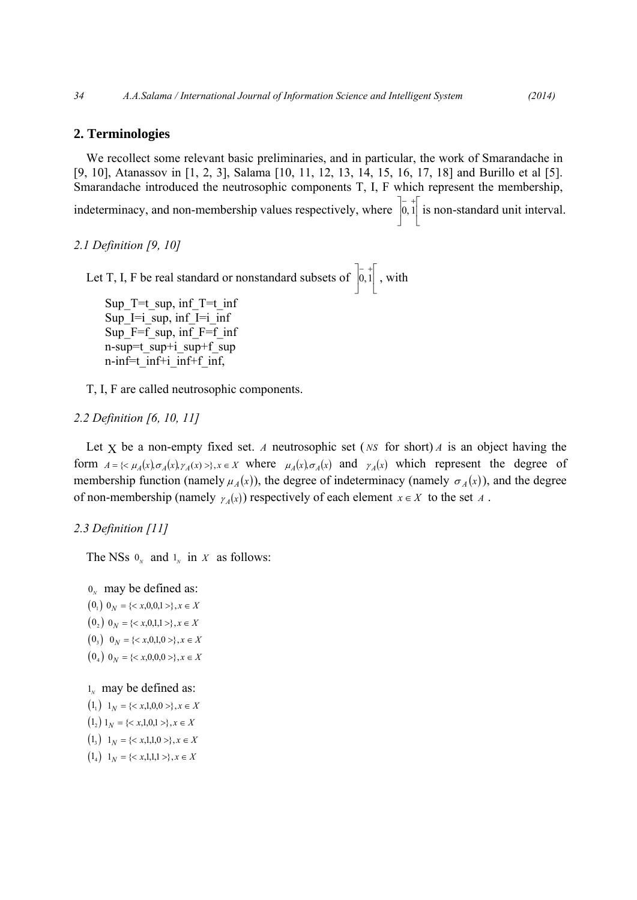## 2. Terminologies

We recollect some relevant basic preliminaries, and in particular, the work of Smarandache in [9, 10], Atanassov in [1, 2, 3], Salama [10, 11, 12, 13, 14, 15, 16, 17, 18] and Burillo et al [5]. Smarandache introduced the neutrosophic components T, I, F which represent the membership, indeterminacy, and non-membership values respectively, where $]^{-}0, 1^{+}[$ is non-standard unit interval.

*2.1 Definition [9, 10]*

Let T, I, F be real standard or nonstandard subsets of $]^{-}0, 1^{+}[$, with

Sup_T=t_sup, inf_T=t_inf
Sup_I=i_sup, inf_I=i_inf
Sup_F=f_sup, inf_F=f_inf
n-sup=t_sup+i_sup+f_sup
n-inf=t_inf+i_inf+f_inf,

T, I, F are called neutrosophic components.

*2.2 Definition [6, 10, 11]*

Let X be a non-empty fixed set. $A$ neutrosophic set ($NS$ for short) $A$ is an object having the form $A = \{<\mu_A(x), \sigma_A(x), \gamma_A(x)>\}, x \in X$ where $\mu_A(x), \sigma_A(x)$ and $\gamma_A(x)$ which represent the degree of membership function (namely $\mu_A(x)$), the degree of indeterminacy (namely $\sigma_A(x)$), and the degree of non-membership (namely $\gamma_A(x)$) respectively of each element $x \in X$ to the set $A$.

*2.3 Definition [11]*

The NSs $0_N$ and $1_N$ in $X$ as follows:

$0_N$ may be defined as:

$(0_1)$ $0_N = \{<x,0,0,1>\}, x \in X$

$(0_2)$ $0_N = \{<x,0,1,1>\}, x \in X$

$(0_3)$ $0_N = \{<x,0,1,0>\}, x \in X$

$(0_4)$ $0_N = \{<x,0,0,0>\}, x \in X$

$1_N$ may be defined as:

$(1_1)$ $1_N = \{<x,1,0,0>\}, x \in X$

$(1_2)$ $1_N = \{<x,1,0,1>\}, x \in X$

$(1_3)$ $1_N = \{<x,1,1,0>\}, x \in X$

$(1_4)$ $1_N = \{<x,1,1,1>\}, x \in X$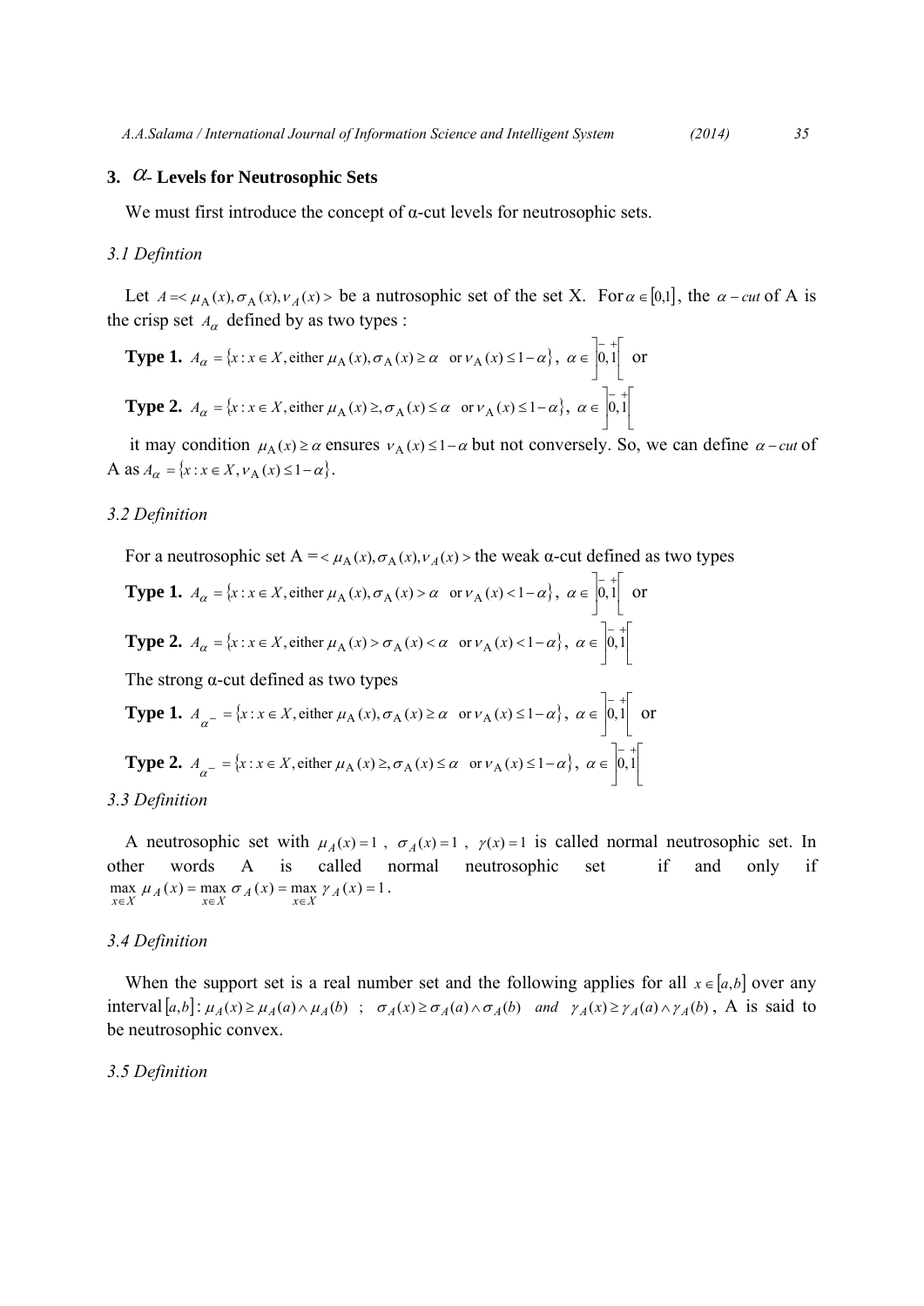## 3. $\alpha$- Levels for Neutrosophic Sets

We must first introduce the concept of α-cut levels for neutrosophic sets.

### *3.1 Defintion*

Let $A = < \mu_{\mathrm{A}}(x), \sigma_{\mathrm{A}}(x), \nu_{A}(x) >$ be a nutrosophic set of the set X. For $\alpha \in [0,1]$, the $\alpha - cut$ of A is the crisp set $A_{\alpha}$ defined by as two types :

**Type 1.** $A_{\alpha} = \{x : x \in X, \text{either } \mu_{\mathrm{A}}(x), \sigma_{\mathrm{A}}(x) \geq \alpha \quad \text{or } \nu_{\mathrm{A}}(x) \leq 1 - \alpha\}, \ \alpha \in \left]{}^{-}0, 1^{+}\right[$ or

**Type 2.** $A_{\alpha} = \{x : x \in X, \text{either } \mu_{\mathrm{A}}(x) \geq, \sigma_{\mathrm{A}}(x) \leq \alpha \quad \text{or } \nu_{\mathrm{A}}(x) \leq 1 - \alpha\}, \ \alpha \in \left]{}^{-}0, 1^{+}\right[$

it may condition $\mu_{\mathrm{A}}(x) \geq \alpha$ ensures $\nu_{\mathrm{A}}(x) \leq 1 - \alpha$ but not conversely. So, we can define $\alpha - cut$ of A as $A_{\alpha} = \{x : x \in X, \nu_{\mathrm{A}}(x) \leq 1 - \alpha\}$.

### *3.2 Definition*

For a neutrosophic set A $= < \mu_{\mathrm{A}}(x), \sigma_{\mathrm{A}}(x), \nu_{A}(x) >$ the weak α-cut defined as two types

**Type 1.** $A_{\alpha} = \{x : x \in X, \text{either } \mu_{\mathrm{A}}(x), \sigma_{\mathrm{A}}(x) > \alpha \quad \text{or } \nu_{\mathrm{A}}(x) < 1 - \alpha\}, \ \alpha \in \left]{}^{-}0, 1^{+}\right[$ or

**Type 2.** $A_{\alpha} = \{x : x \in X, \text{either } \mu_{\mathrm{A}}(x) > \sigma_{\mathrm{A}}(x) < \alpha \quad \text{or } \nu_{\mathrm{A}}(x) < 1 - \alpha\}, \ \alpha \in \left]{}^{-}0, 1^{+}\right[$

The strong α-cut defined as two types

**Type 1.** $A_{\alpha^{-}} = \{x : x \in X, \text{either } \mu_{\mathrm{A}}(x), \sigma_{\mathrm{A}}(x) \geq \alpha \quad \text{or } \nu_{\mathrm{A}}(x) \leq 1 - \alpha\}, \ \alpha \in \left]{}^{-}0, 1^{+}\right[$ or

**Type 2.** $A_{\alpha^{-}} = \{x : x \in X, \text{either } \mu_{\mathrm{A}}(x) \geq, \sigma_{\mathrm{A}}(x) \leq \alpha \quad \text{or } \nu_{\mathrm{A}}(x) \leq 1 - \alpha\}, \ \alpha \in \left]{}^{-}0, 1^{+}\right[$

### *3.3 Definition*

A neutrosophic set with $\mu_{A}(x) = 1$ , $\sigma_{A}(x) = 1$ , $\gamma(x) = 1$ is called normal neutrosophic set. In other words A is called normal neutrosophic set if and only if $\max_{x \in X} \mu_{A}(x) = \max_{x \in X} \sigma_{A}(x) = \max_{x \in X} \gamma_{A}(x) = 1$.

### *3.4 Definition*

When the support set is a real number set and the following applies for all $x \in [a,b]$ over any interval $[a,b]$: $\mu_{A}(x) \geq \mu_{A}(a) \wedge \mu_{A}(b)$ ; $\sigma_{A}(x) \geq \sigma_{A}(a) \wedge \sigma_{A}(b)$ *and* $\gamma_{A}(x) \geq \gamma_{A}(a) \wedge \gamma_{A}(b)$, A is said to be neutrosophic convex.

### *3.5 Definition*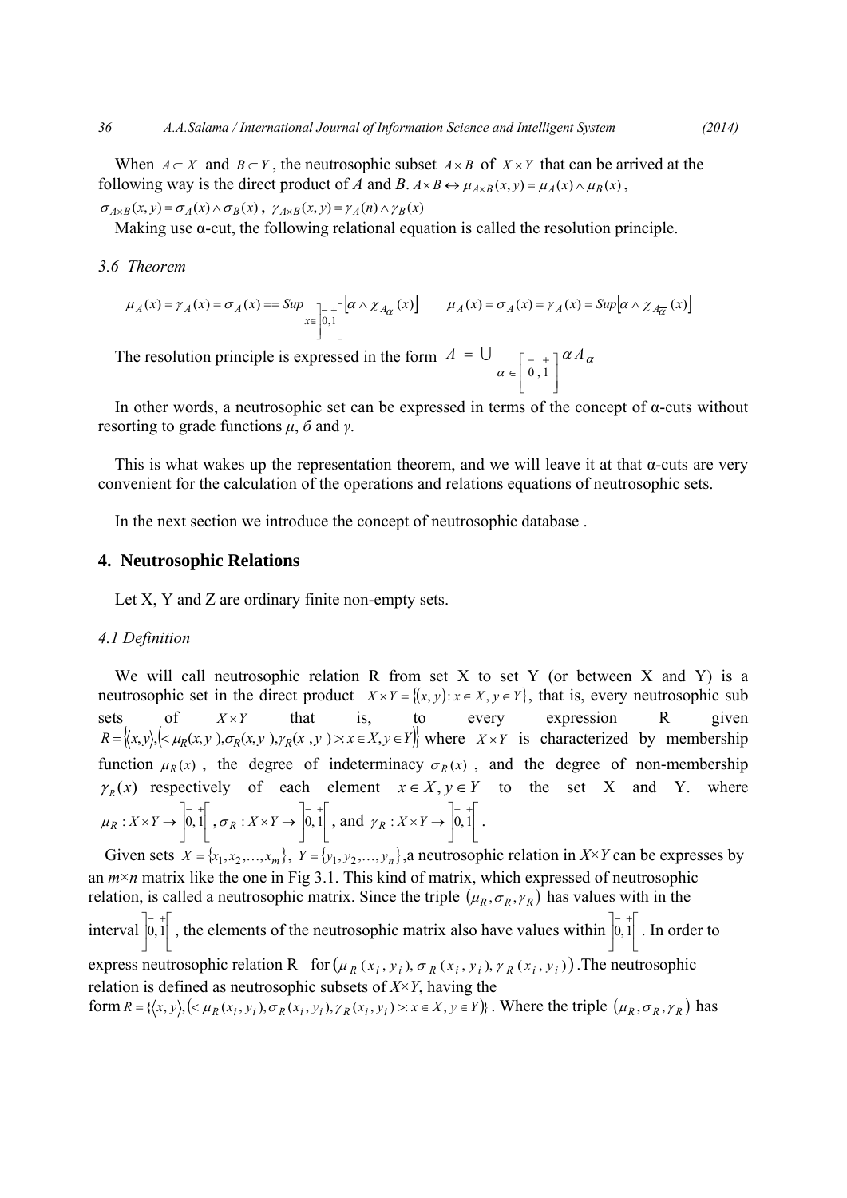When $A \subset X$ and $B \subset Y$, the neutrosophic subset $A \times B$ of $X \times Y$ that can be arrived at the following way is the direct product of *A* and *B*. $A \times B \leftrightarrow \mu_{A \times B}(x, y) = \mu_A(x) \wedge \mu_B(x)$, $\sigma_{A \times B}(x, y) = \sigma_A(x) \wedge \sigma_B(x)$, $\gamma_{A \times B}(x, y) = \gamma_A(n) \wedge \gamma_B(x)$

Making use α-cut, the following relational equation is called the resolution principle.

*3.6 Theorem*

$$\mu_A(x) = \gamma_A(x) = \sigma_A(x) == \underset{x \in \left]{}^{-}0, 1^{+}\right[}{Sup} \left[\alpha \wedge \chi_{A_\alpha}(x)\right] \qquad \mu_A(x) = \sigma_A(x) = \gamma_A(x) = Sup\left[\alpha \wedge \chi_{A_{\overline{\alpha}}}(x)\right]$$

The resolution principle is expressed in the form $A = \bigcup_{\alpha \in \left[{}^{-}0, 1^{+}\right]} \alpha A_\alpha$

In other words, a neutrosophic set can be expressed in terms of the concept of α-cuts without resorting to grade functions *μ*, *б* and *γ*.

This is what wakes up the representation theorem, and we will leave it at that α-cuts are very convenient for the calculation of the operations and relations equations of neutrosophic sets.

In the next section we introduce the concept of neutrosophic database .

## 4. Neutrosophic Relations

Let X, Y and Z are ordinary finite non-empty sets.

*4.1 Definition*

We will call neutrosophic relation R from set X to set Y (or between X and Y) is a neutrosophic set in the direct product $X \times Y = \{(x, y) : x \in X, y \in Y\}$, that is, every neutrosophic sub sets of $X \times Y$ that is, to every expression R given $R = \{\langle x, y \rangle, (< \mu_R(x, y), \sigma_R(x, y), \gamma_R(x, y) >: x \in X, y \in Y\}$ where $X \times Y$ is characterized by membership function $\mu_R(x)$, the degree of indeterminacy $\sigma_R(x)$, and the degree of non-membership $\gamma_R(x)$ respectively of each element $x \in X, y \in Y$ to the set X and Y. where $\mu_R : X \times Y \to \left]{}^{-}0, 1^{+}\right[$, $\sigma_R : X \times Y \to \left]{}^{-}0, 1^{+}\right[$, and $\gamma_R : X \times Y \to \left]{}^{-}0, 1^{+}\right[$.

Given sets $X = \{x_1, x_2, \ldots, x_m\}$, $Y = \{y_1, y_2, \ldots, y_n\}$,a neutrosophic relation in *X*×*Y* can be expresses by an *m*×*n* matrix like the one in Fig 3.1. This kind of matrix, which expressed of neutrosophic relation, is called a neutrosophic matrix. Since the triple $(\mu_R, \sigma_R, \gamma_R)$ has values with in the interval $\left]{}^{-}0, 1^{+}\right[$, the elements of the neutrosophic matrix also have values within $\left]{}^{-}0, 1^{+}\right[$. In order to express neutrosophic relation R for $(\mu_R(x_i, y_i), \sigma_R(x_i, y_i), \gamma_R(x_i, y_i))$.The neutrosophic relation is defined as neutrosophic subsets of *X*×*Y*, having the form $R = \{\langle x, y \rangle, (< \mu_R(x_i, y_i), \sigma_R(x_i, y_i), \gamma_R(x_i, y_i) >: x \in X, y \in Y\}$. Where the triple $(\mu_R, \sigma_R, \gamma_R)$ has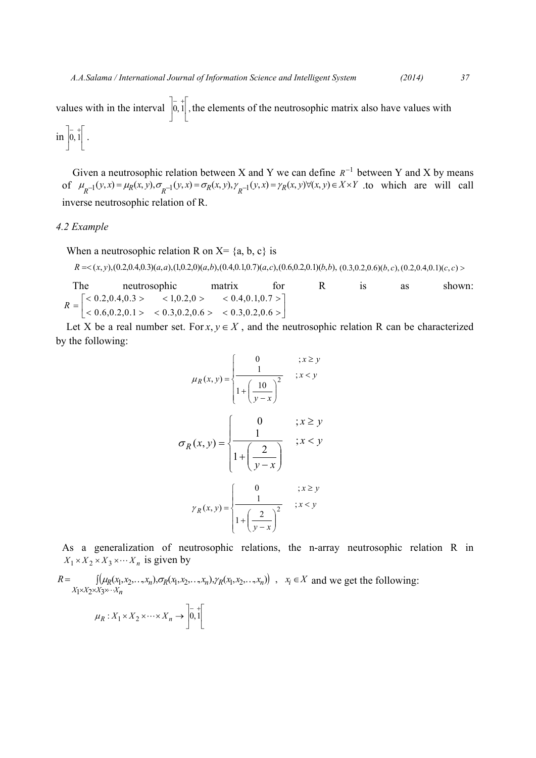values with in the interval $\left]{}^{-}0, 1^{+}\right[$, the elements of the neutrosophic matrix also have values with in $\left]{}^{-}0, 1^{+}\right[$.

Given a neutrosophic relation between X and Y we can define $R^{-1}$ between Y and X by means of $\mu_{R^{-1}}(y,x) = \mu_R(x,y), \sigma_{R^{-1}}(y,x) = \sigma_R(x,y), \gamma_{R^{-1}}(y,x) = \gamma_R(x,y) \forall (x,y) \in X \times Y$ .to which are will call inverse neutrosophic relation of R.

*4.2 Example*

When a neutrosophic relation R on X= {a, b, c} is

$R = <(x,y),(0.2,0.4,0.3)(a,a),(1,0.2,0)(a,b),(0.4,0.1,0.7)(a,c),(0.6,0.2,0.1)(b,b),\ (0.3,0.2,0.6)(b,c),(0.2,0.4,0.1)(c,c)>$

The neutrosophic matrix for R is as shown:

$$R = \begin{bmatrix} <0.2,0.4,0.3> & <1,0.2,0> & <0.4,0.1,0.7> \\ <0.6,0.2,0.1> & <0.3,0.2,0.6> & <0.3,0.2,0.6> \end{bmatrix}$$

Let X be a real number set. For $x, y \in X$ , and the neutrosophic relation R can be characterized by the following:

$$\mu_R(x,y) = \begin{cases} 0 & ; x \geq y \\ \dfrac{1}{1+\left(\dfrac{10}{y-x}\right)^2} & ; x < y \end{cases}$$

$$\sigma_R(x,y) = \begin{cases} 0 & ; x \geq y \\ \dfrac{1}{1+\left(\dfrac{2}{y-x}\right)} & ; x < y \end{cases}$$

$$\gamma_R(x,y) = \begin{cases} 0 & ; x \geq y \\ \dfrac{1}{1+\left(\dfrac{2}{y-x}\right)^2} & ; x < y \end{cases}$$

As a generalization of neutrosophic relations, the n-array neutrosophic relation R in $X_1 \times X_2 \times X_3 \times \cdots X_n$ is given by

$R = \int_{X_1 \times X_2 \times X_3 \times \cdots X_n} \left(\mu_R(x_1,x_2,\ldots,x_n), \sigma_R(x_1,x_2,\ldots,x_n), \gamma_R(x_1,x_2,\ldots,x_n)\right)$ , $x_i \in X$ and we get the following:

$$\mu_R : X_1 \times X_2 \times \cdots \times X_n \to \left]{}^{-}0, 1^{+}\right[$$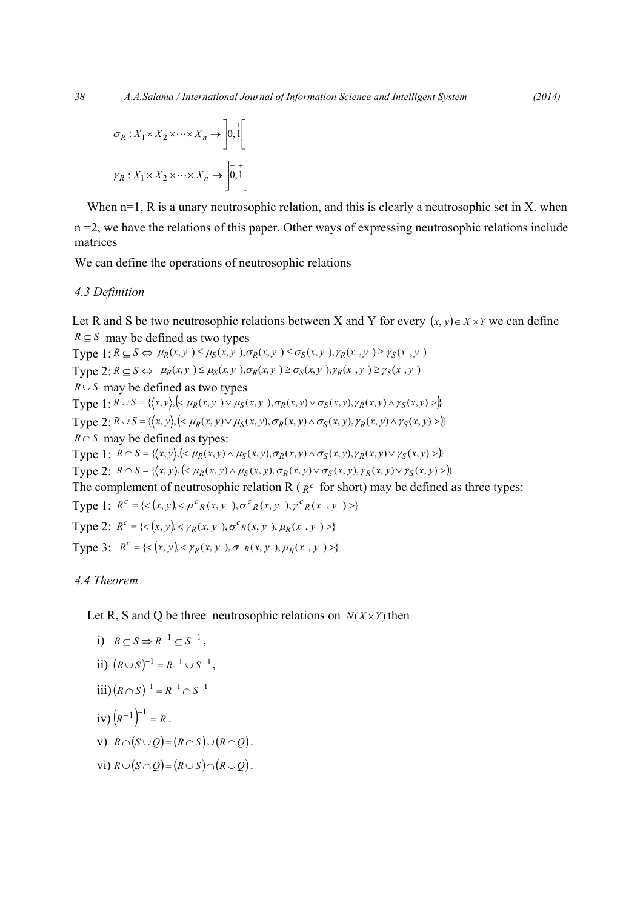$$\sigma_R : X_1 \times X_2 \times \cdots \times X_n \to \left]{}^{-}0, 1^{+}\right[$$

$$\gamma_R : X_1 \times X_2 \times \cdots \times X_n \to \left]{}^{-}0, 1^{+}\right[$$

When n=1, R is a unary neutrosophic relation, and this is clearly a neutrosophic set in X. when n =2, we have the relations of this paper. Other ways of expressing neutrosophic relations include matrices

We can define the operations of neutrosophic relations

*4.3 Definition*

Let R and S be two neutrosophic relations between X and Y for every $(x, y) \in X \times Y$ we can define $R \subseteq S$ may be defined as two types

Type 1: $R \subseteq S \Leftrightarrow \mu_R(x, y) \le \mu_S(x, y), \sigma_R(x, y) \le \sigma_S(x, y), \gamma_R(x, y) \ge \gamma_S(x, y)$

Type 2: $R \subseteq S \Leftrightarrow \mu_R(x, y) \le \mu_S(x, y), \sigma_R(x, y) \ge \sigma_S(x, y), \gamma_R(x, y) \ge \gamma_S(x, y)$

$R \cup S$ may be defined as two types

Type 1: $R \cup S = \{\langle x, y\rangle, (< \mu_R(x, y) \vee \mu_S(x, y), \sigma_R(x, y) \vee \sigma_S(x, y), \gamma_R(x, y) \wedge \gamma_S(x, y) >\}$

Type 2: $R \cup S = \{\langle x, y\rangle, (< \mu_R(x, y) \vee \mu_S(x, y), \sigma_R(x, y) \wedge \sigma_S(x, y), \gamma_R(x, y) \wedge \gamma_S(x, y) >\}$

$R \cap S$ may be defined as types:

Type 1: $R \cap S = \{\langle x, y\rangle, (< \mu_R(x, y) \wedge \mu_S(x, y), \sigma_R(x, y) \wedge \sigma_S(x, y), \gamma_R(x, y) \vee \gamma_S(x, y) >\}$

Type 2: $R \cap S = \{\langle x, y\rangle, (< \mu_R(x, y) \wedge \mu_S(x, y), \sigma_R(x, y) \vee \sigma_S(x, y), \gamma_R(x, y) \vee \gamma_S(x, y) >\}$

The complement of neutrosophic relation R ( $R^c$ for short) may be defined as three types:

Type 1: $R^c = \{< (x, y), < \mu^c{}_R(x, y), \sigma^c{}_R(x, y), \gamma^c{}_R(x, y) >\}$

Type 2: $R^c = \{< (x, y), < \gamma_R(x, y), \sigma^c{}_R(x, y), \mu_R(x, y) >\}$

Type 3: $R^c = \{< (x, y), < \gamma_R(x, y), \sigma_R(x, y), \mu_R(x, y) >\}$

*4.4 Theorem*

Let R, S and Q be three neutrosophic relations on $N(X \times Y)$ then

i) $R \subseteq S \Rightarrow R^{-1} \subseteq S^{-1}$,

ii) $(R \cup S)^{-1} = R^{-1} \cup S^{-1}$,

iii) $(R \cap S)^{-1} = R^{-1} \cap S^{-1}$

iv) $\left(R^{-1}\right)^{-1} = R$.

v) $R \cap (S \cup Q) = (R \cap S) \cup (R \cap Q)$.

vi) $R \cup (S \cap Q) = (R \cup S) \cap (R \cup Q)$.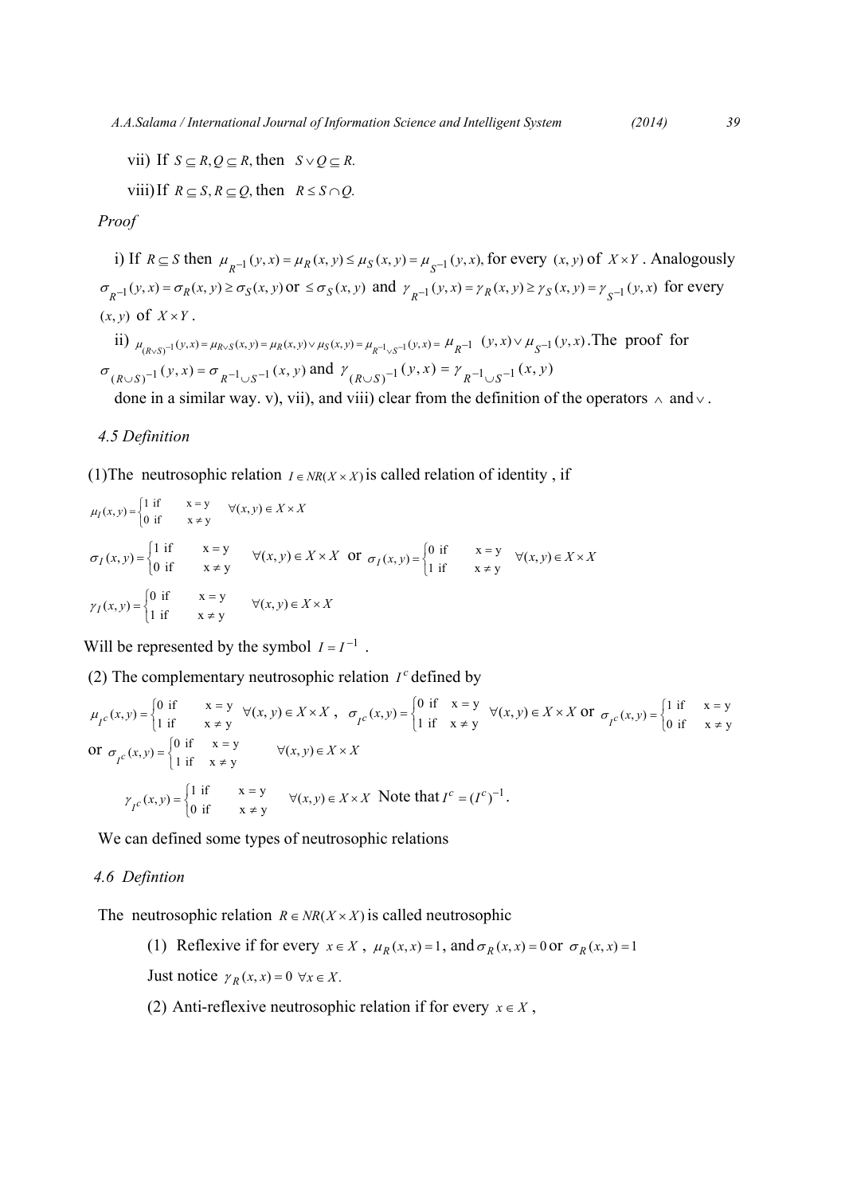vii) If $S \subseteq R, Q \subseteq R,$ then $S \vee Q \subseteq R.$

viii) If $R \subseteq S, R \subseteq Q,$ then $R \leq S \cap Q.$

*Proof*

i) If $R \subseteq S$ then $\mu_{R^{-1}}(y,x) = \mu_R(x,y) \leq \mu_S(x,y) = \mu_{S^{-1}}(y,x),$ for every $(x,y)$ of $X \times Y$ . Analogously $\sigma_{R^{-1}}(y,x) = \sigma_R(x,y) \geq \sigma_S(x,y)$ or $\leq \sigma_S(x,y)$ and $\gamma_{R^{-1}}(y,x) = \gamma_R(x,y) \geq \gamma_S(x,y) = \gamma_{S^{-1}}(y,x)$ for every $(x,y)$ of $X \times Y$ .

ii) $\mu_{(R \vee S)^{-1}}(y,x) = \mu_{R \vee S}(x,y) = \mu_R(x,y) \vee \mu_S(x,y) = \mu_{R^{-1} \vee S^{-1}}(y,x) = \mu_{R^{-1}}(y,x) \vee \mu_{S^{-1}}(y,x)$ .The proof for $\sigma_{(R \cup S)^{-1}}(y,x) = \sigma_{R^{-1} \cup S^{-1}}(x,y)$ and $\gamma_{(R \cup S)^{-1}}(y,x) = \gamma_{R^{-1} \cup S^{-1}}(x,y)$ done in a similar way. v), vii), and viii) clear from the definition of the operators $\wedge$ and $\vee$ .

*4.5 Definition*

(1)The neutrosophic relation $I \in NR(X \times X)$ is called relation of identity , if

$$\mu_I(x,y) = \begin{cases} 1 & \text{if} \quad x = y \\ 0 & \text{if} \quad x \neq y \end{cases} \quad \forall (x,y) \in X \times X$$

$$\sigma_I(x,y) = \begin{cases} 1 & \text{if} \quad x = y \\ 0 & \text{if} \quad x \neq y \end{cases} \quad \forall (x,y) \in X \times X \text{ or } \sigma_I(x,y) = \begin{cases} 0 & \text{if} \quad x = y \\ 1 & \text{if} \quad x \neq y \end{cases} \quad \forall (x,y) \in X \times X$$

$$\gamma_I(x,y) = \begin{cases} 0 & \text{if} \quad x = y \\ 1 & \text{if} \quad x \neq y \end{cases} \quad \forall (x,y) \in X \times X$$

Will be represented by the symbol $I = I^{-1}$ .

(2) The complementary neutrosophic relation $I^c$ defined by

$$\mu_{I^c}(x,y) = \begin{cases} 0 & \text{if} \quad x = y \\ 1 & \text{if} \quad x \neq y \end{cases} \ \forall (x,y) \in X \times X \ , \ \sigma_{I^c}(x,y) = \begin{cases} 0 & \text{if} \quad x = y \\ 1 & \text{if} \quad x \neq y \end{cases} \ \forall (x,y) \in X \times X \text{ or } \sigma_{I^c}(x,y) = \begin{cases} 1 & \text{if} \quad x = y \\ 0 & \text{if} \quad x \neq y \end{cases}$$

or $\sigma_{I^c}(x,y) = \begin{cases} 0 & \text{if} \quad x = y \\ 1 & \text{if} \quad x \neq y \end{cases} \quad \forall (x,y) \in X \times X$

$$\gamma_{I^c}(x,y) = \begin{cases} 1 & \text{if} \quad x = y \\ 0 & \text{if} \quad x \neq y \end{cases} \quad \forall (x,y) \in X \times X$$ Note that $I^c = (I^c)^{-1}$.

We can defined some types of neutrosophic relations

*4.6 Defintion*

The neutrosophic relation $R \in NR(X \times X)$ is called neutrosophic

(1) Reflexive if for every $x \in X$ , $\mu_R(x,x) = 1$, and $\sigma_R(x,x) = 0$ or $\sigma_R(x,x) = 1$

Just notice $\gamma_R(x,x) = 0 \ \forall x \in X.$

(2) Anti-reflexive neutrosophic relation if for every $x \in X$ ,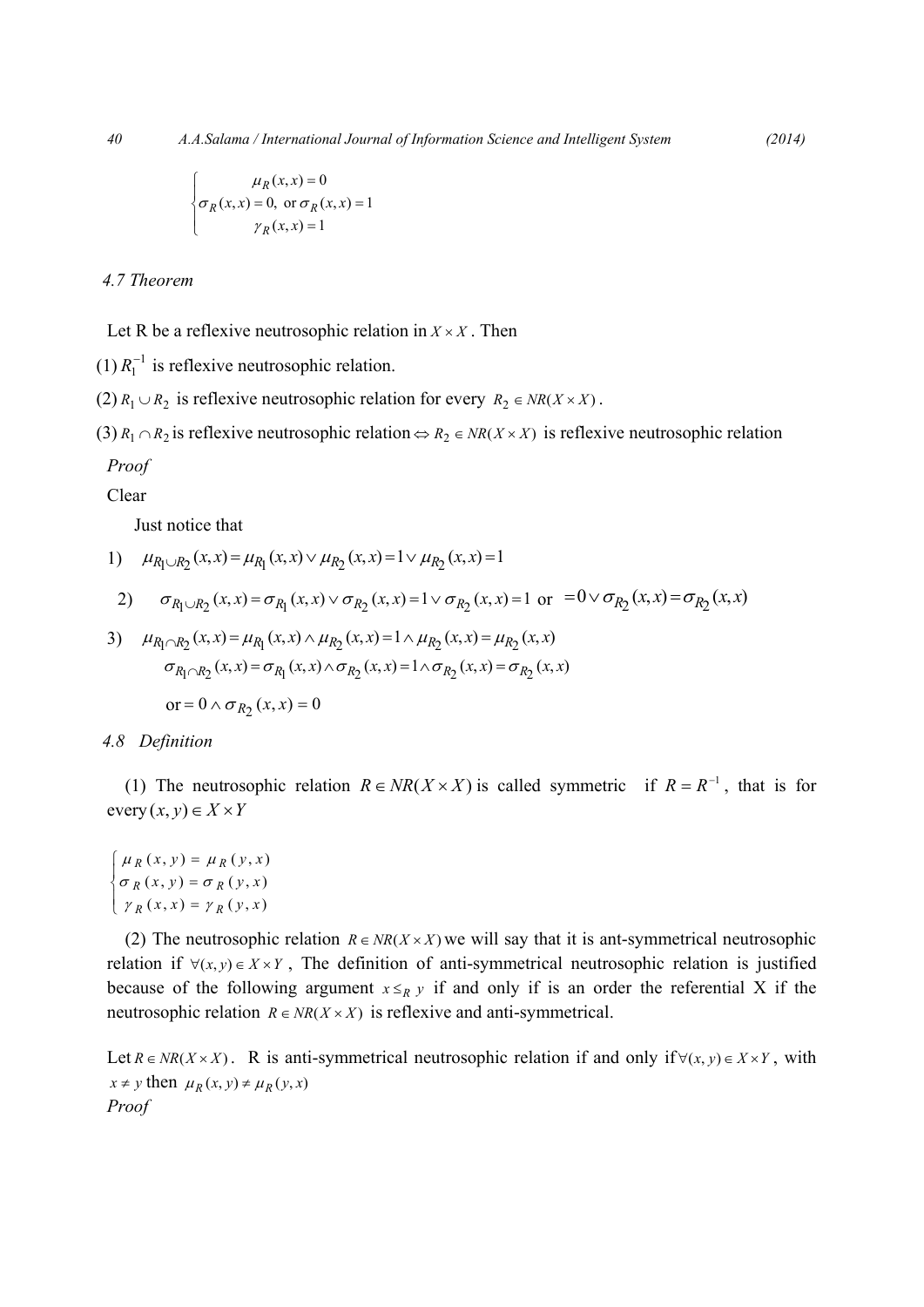$$\begin{cases} \mu_R(x,x) = 0 \\ \sigma_R(x,x) = 0, \text{ or } \sigma_R(x,x) = 1 \\ \gamma_R(x,x) = 1 \end{cases}$$

*4.7 Theorem*

Let R be a reflexive neutrosophic relation in $X \times X$ . Then

(1) $R_1^{-1}$ is reflexive neutrosophic relation.

(2) $R_1 \cup R_2$ is reflexive neutrosophic relation for every $R_2 \in NR(X \times X)$ .

(3) $R_1 \cap R_2$ is reflexive neutrosophic relation $\Leftrightarrow R_2 \in NR(X \times X)$ is reflexive neutrosophic relation

*Proof*

Clear

Just notice that

1) $\mu_{R_1 \cup R_2}(x,x) = \mu_{R_1}(x,x) \vee \mu_{R_2}(x,x) = 1 \vee \mu_{R_2}(x,x) = 1$

2) $\sigma_{R_1 \cup R_2}(x,x) = \sigma_{R_1}(x,x) \vee \sigma_{R_2}(x,x) = 1 \vee \sigma_{R_2}(x,x) = 1$ or $= 0 \vee \sigma_{R_2}(x,x) = \sigma_{R_2}(x,x)$

3) $\mu_{R_1 \cap R_2}(x,x) = \mu_{R_1}(x,x) \wedge \mu_{R_2}(x,x) = 1 \wedge \mu_{R_2}(x,x) = \mu_{R_2}(x,x)$

$\sigma_{R_1 \cap R_2}(x,x) = \sigma_{R_1}(x,x) \wedge \sigma_{R_2}(x,x) = 1 \wedge \sigma_{R_2}(x,x) = \sigma_{R_2}(x,x)$

or $= 0 \wedge \sigma_{R_2}(x,x) = 0$

*4.8 Definition*

(1) The neutrosophic relation $R \in NR(X \times X)$ is called symmetric if $R = R^{-1}$, that is for every $(x,y) \in X \times Y$

$$\begin{cases} \mu_R(x,y) = \mu_R(y,x) \\ \sigma_R(x,y) = \sigma_R(y,x) \\ \gamma_R(x,x) = \gamma_R(y,x) \end{cases}$$

(2) The neutrosophic relation $R \in NR(X \times X)$ we will say that it is ant-symmetrical neutrosophic relation if $\forall (x,y) \in X \times Y$ , The definition of anti-symmetrical neutrosophic relation is justified because of the following argument $x \leq_R y$ if and only if is an order the referential X if the neutrosophic relation $R \in NR(X \times X)$ is reflexive and anti-symmetrical.

Let $R \in NR(X \times X)$. R is anti-symmetrical neutrosophic relation if and only if $\forall (x,y) \in X \times Y$, with $x \neq y$ then $\mu_R(x,y) \neq \mu_R(y,x)$

*Proof*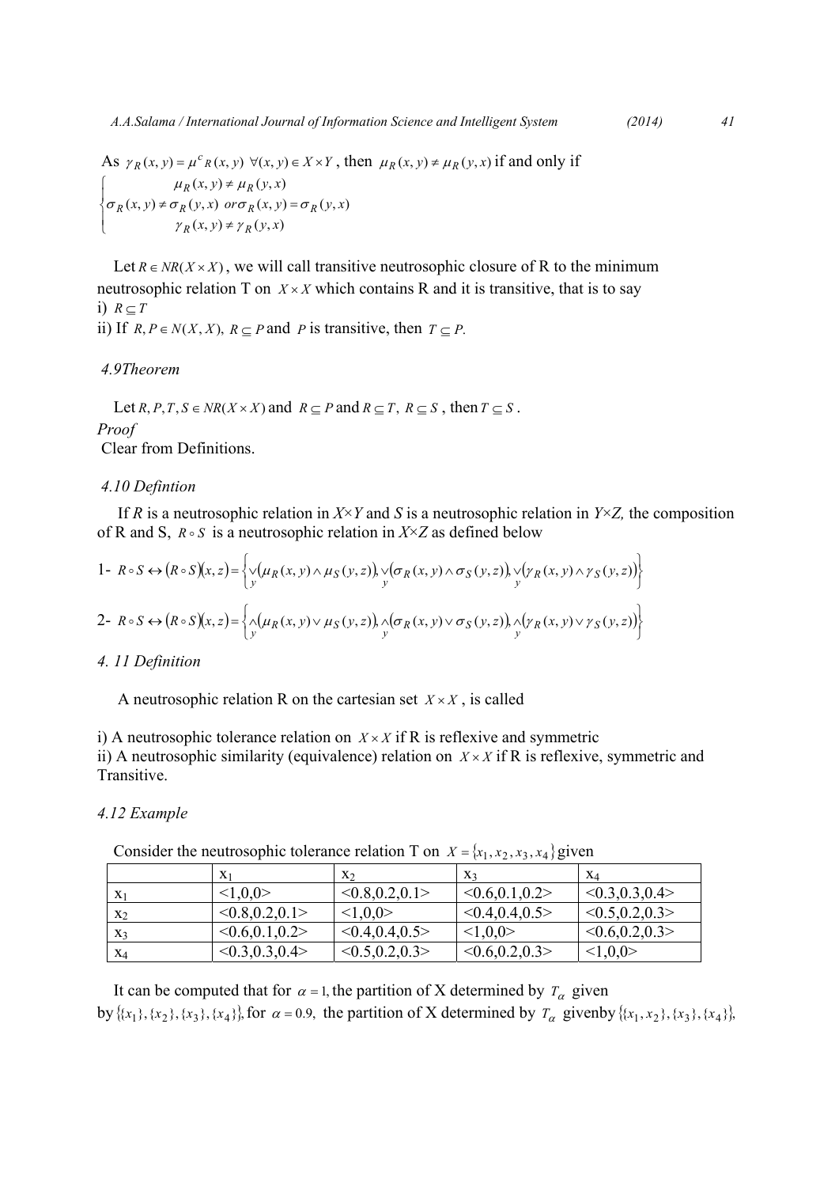As $\gamma_R(x,y) = \mu^c{}_R(x,y)\ \forall (x,y) \in X \times Y$ , then $\mu_R(x,y) \neq \mu_R(y,x)$ if and only if

$$\begin{cases} \mu_R(x,y) \neq \mu_R(y,x) \\ \sigma_R(x,y) \neq \sigma_R(y,x)\ or\ \sigma_R(x,y) = \sigma_R(y,x) \\ \gamma_R(x,y) \neq \gamma_R(y,x) \end{cases}$$

Let $R \in NR(X \times X)$ , we will call transitive neutrosophic closure of R to the minimum neutrosophic relation T on $X \times X$ which contains R and it is transitive, that is to say

i) $R \subseteq T$

ii) If $R, P \in N(X, X),\ R \subseteq P$ and $P$ is transitive, then $T \subseteq P.$

*4.9Theorem*

Let $R, P, T, S \in NR(X \times X)$ and $R \subseteq P$ and $R \subseteq T,\ R \subseteq S$ , then $T \subseteq S$ .

*Proof*

Clear from Definitions.

*4.10 Defintion*

If *R* is a neutrosophic relation in *X*×*Y* and *S* is a neutrosophic relation in *Y*×*Z,* the composition of R and S, $R \circ S$ is a neutrosophic relation in *X*×*Z* as defined below

$$1\text{- } R \circ S \leftrightarrow (R \circ S)(x,z) = \left\{ \underset{y}{\vee}(\mu_R(x,y) \wedge \mu_S(y,z)), \underset{y}{\vee}(\sigma_R(x,y) \wedge \sigma_S(y,z)), \underset{y}{\vee}(\gamma_R(x,y) \wedge \gamma_S(y,z)) \right\}$$

$$2\text{- } R \circ S \leftrightarrow (R \circ S)(x,z) = \left\{ \underset{y}{\wedge}(\mu_R(x,y) \vee \mu_S(y,z)), \underset{y}{\wedge}(\sigma_R(x,y) \vee \sigma_S(y,z)), \underset{y}{\wedge}(\gamma_R(x,y) \vee \gamma_S(y,z)) \right\}$$

*4. 11 Definition*

A neutrosophic relation R on the cartesian set $X \times X$ , is called

i) A neutrosophic tolerance relation on $X \times X$ if R is reflexive and symmetric

ii) A neutrosophic similarity (equivalence) relation on $X \times X$ if R is reflexive, symmetric and Transitive.

*4.12 Example*

Consider the neutrosophic tolerance relation T on $X = \{x_1, x_2, x_3, x_4\}$ given

| | $x_1$ | $x_2$ | $x_3$ | $x_4$ |
|---|---|---|---|---|
| $x_1$ | <1,0,0> | <0.8,0.2,0.1> | <0.6,0.1,0.2> | <0.3,0.3,0.4> |
| $x_2$ | <0.8,0.2,0.1> | <1,0,0> | <0.4,0.4,0.5> | <0.5,0.2,0.3> |
| $x_3$ | <0.6,0.1,0.2> | <0.4,0.4,0.5> | <1,0,0> | <0.6,0.2,0.3> |
| $x_4$ | <0.3,0.3,0.4> | <0.5,0.2,0.3> | <0.6,0.2,0.3> | <1,0,0> |

It can be computed that for $\alpha = 1,$ the partition of X determined by $T_\alpha$ given by $\{\{x_1\},\{x_2\},\{x_3\},\{x_4\}\},$ for $\alpha = 0.9,$ the partition of X determined by $T_\alpha$ givenby $\{\{x_1, x_2\},\{x_3\},\{x_4\}\},$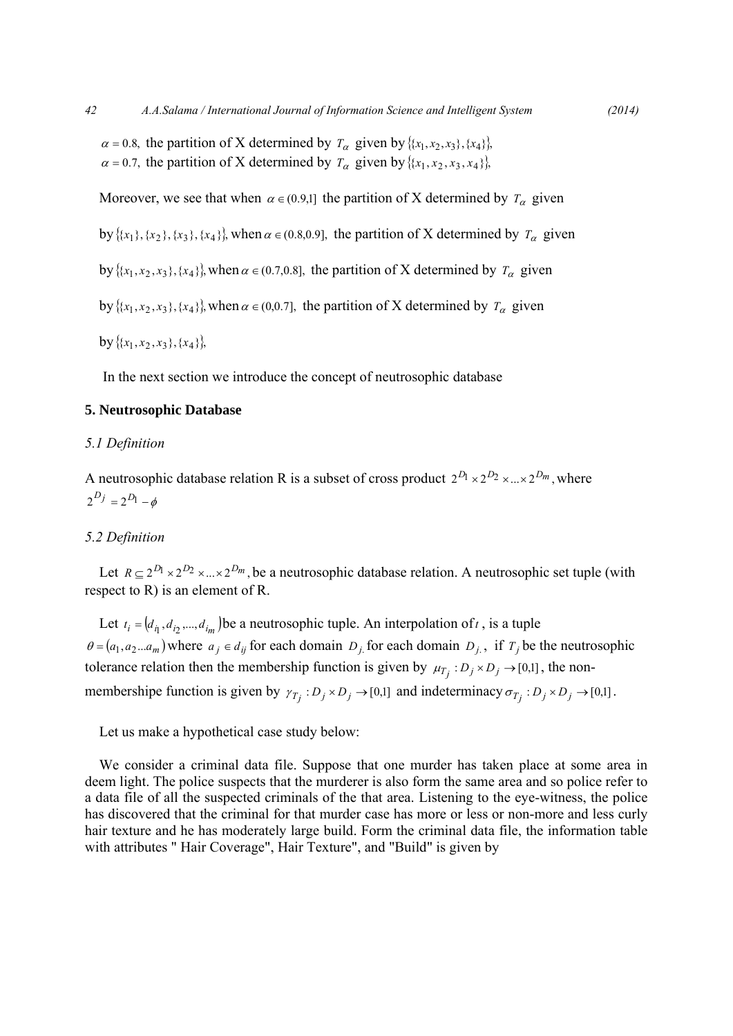$\alpha = 0.8$, the partition of X determined by $T_\alpha$ given by $\{\{x_1, x_2, x_3\}, \{x_4\}\}$,
$\alpha = 0.7$, the partition of X determined by $T_\alpha$ given by $\{\{x_1, x_2, x_3, x_4\}\}$,

Moreover, we see that when $\alpha \in (0.9,1]$ the partition of X determined by $T_\alpha$ given by $\{\{x_1\}, \{x_2\}, \{x_3\}, \{x_4\}\}$, when $\alpha \in (0.8,0.9]$, the partition of X determined by $T_\alpha$ given by $\{\{x_1, x_2, x_3\}, \{x_4\}\}$, when $\alpha \in (0.7,0.8]$, the partition of X determined by $T_\alpha$ given by $\{\{x_1, x_2, x_3\}, \{x_4\}\}$, when $\alpha \in (0,0.7]$, the partition of X determined by $T_\alpha$ given by $\{\{x_1, x_2, x_3\}, \{x_4\}\}$,

In the next section we introduce the concept of neutrosophic database

## 5. Neutrosophic Database

### *5.1 Definition*

A neutrosophic database relation R is a subset of cross product $2^{D_1} \times 2^{D_2} \times ... \times 2^{D_m}$, where $2^{D_j} = 2^{D_1} - \phi$

### *5.2 Definition*

Let $R \subseteq 2^{D_1} \times 2^{D_2} \times ... \times 2^{D_m}$, be a neutrosophic database relation. A neutrosophic set tuple (with respect to R) is an element of R.

Let $t_i = (d_{i_1}, d_{i_2}, ..., d_{i_m})$ be a neutrosophic tuple. An interpolation of $t$, is a tuple $\theta = (a_1, a_2 ... a_m)$ where $a_j \in d_{ij}$ for each domain $D_j$, for each domain $D_j$, if $T_j$ be the neutrosophic tolerance relation then the membership function is given by $\mu_{T_j} : D_j \times D_j \to [0,1]$, the non-membershipe function is given by $\gamma_{T_j} : D_j \times D_j \to [0,1]$ and indeterminacy $\sigma_{T_j} : D_j \times D_j \to [0,1]$.

Let us make a hypothetical case study below:

We consider a criminal data file. Suppose that one murder has taken place at some area in deem light. The police suspects that the murderer is also form the same area and so police refer to a data file of all the suspected criminals of the that area. Listening to the eye-witness, the police has discovered that the criminal for that murder case has more or less or non-more and less curly hair texture and he has moderately large build. Form the criminal data file, the information table with attributes " Hair Coverage", Hair Texture", and "Build" is given by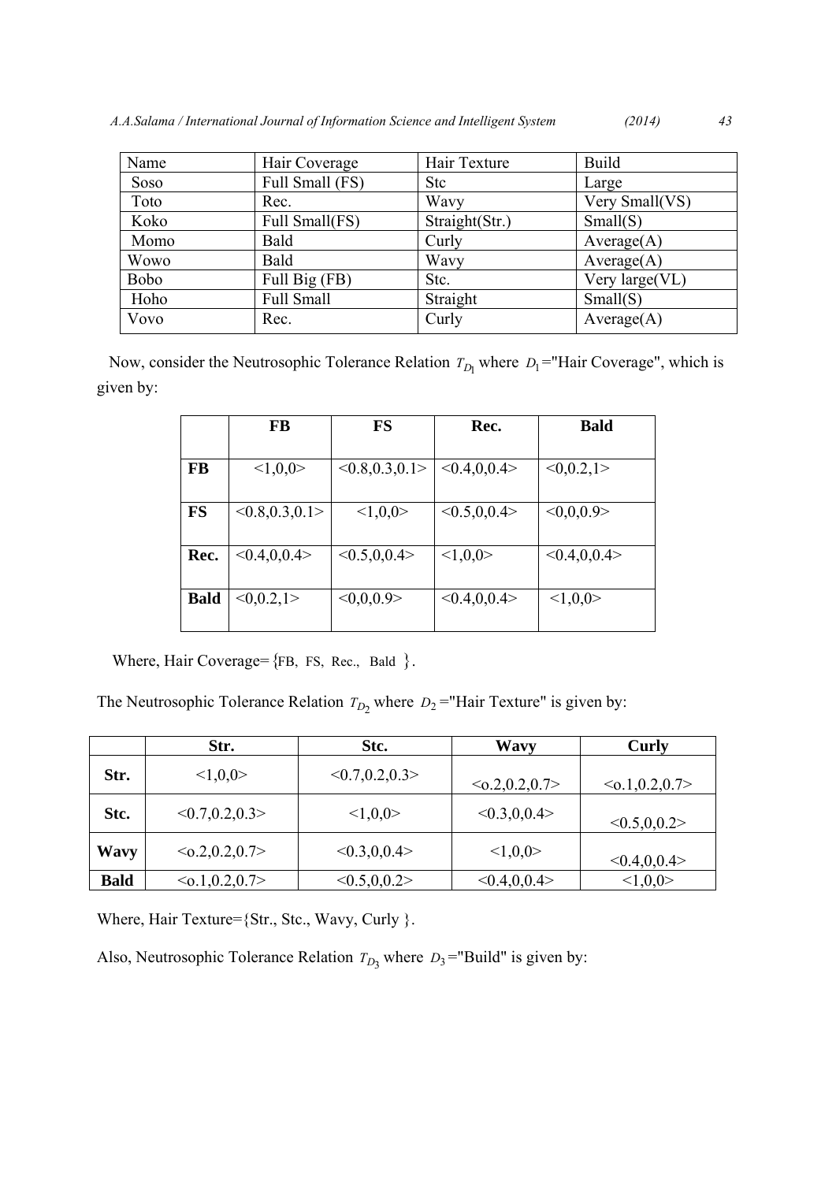| Name | Hair Coverage | Hair Texture | Build |
| --- | --- | --- | --- |
| Soso | Full Small (FS) | Stc | Large |
| Toto | Rec. | Wavy | Very Small(VS) |
| Koko | Full Small(FS) | Straight(Str.) | Small(S) |
| Momo | Bald | Curly | Average(A) |
| Wowo | Bald | Wavy | Average(A) |
| Bobo | Full Big (FB) | Stc. | Very large(VL) |
| Hoho | Full Small | Straight | Small(S) |
| Vovo | Rec. | Curly | Average(A) |

Now, consider the Neutrosophic Tolerance Relation $T_{D_1}$ where $D_1$="Hair Coverage", which is given by:

| | FB | FS | Rec. | Bald |
| --- | --- | --- | --- | --- |
| **FB** | <1,0,0> | <0.8,0.3,0.1> | <0.4,0,0.4> | <0,0.2,1> |
| **FS** | <0.8,0.3,0.1> | <1,0,0> | <0.5,0,0.4> | <0,0,0.9> |
| **Rec.** | <0.4,0,0.4> | <0.5,0,0.4> | <1,0,0> | <0.4,0,0.4> |
| **Bald** | <0,0.2,1> | <0,0,0.9> | <0.4,0,0.4> | <1,0,0> |

Where, Hair Coverage={FB, FS, Rec., Bald }.

The Neutrosophic Tolerance Relation $T_{D_2}$ where $D_2$="Hair Texture" is given by:

| | Str. | Stc. | Wavy | Curly |
| --- | --- | --- | --- | --- |
| **Str.** | <1,0,0> | <0.7,0.2,0.3> | <o.2,0.2,0.7> | <o.1,0.2,0.7> |
| **Stc.** | <0.7,0.2,0.3> | <1,0,0> | <0.3,0,0.4> | <0.5,0,0.2> |
| **Wavy** | <o.2,0.2,0.7> | <0.3,0,0.4> | <1,0,0> | <0.4,0,0.4> |
| **Bald** | <o.1,0.2,0.7> | <0.5,0,0.2> | <0.4,0,0.4> | <1,0,0> |

Where, Hair Texture={Str., Stc., Wavy, Curly }.

Also, Neutrosophic Tolerance Relation $T_{D_3}$ where $D_3$="Build" is given by: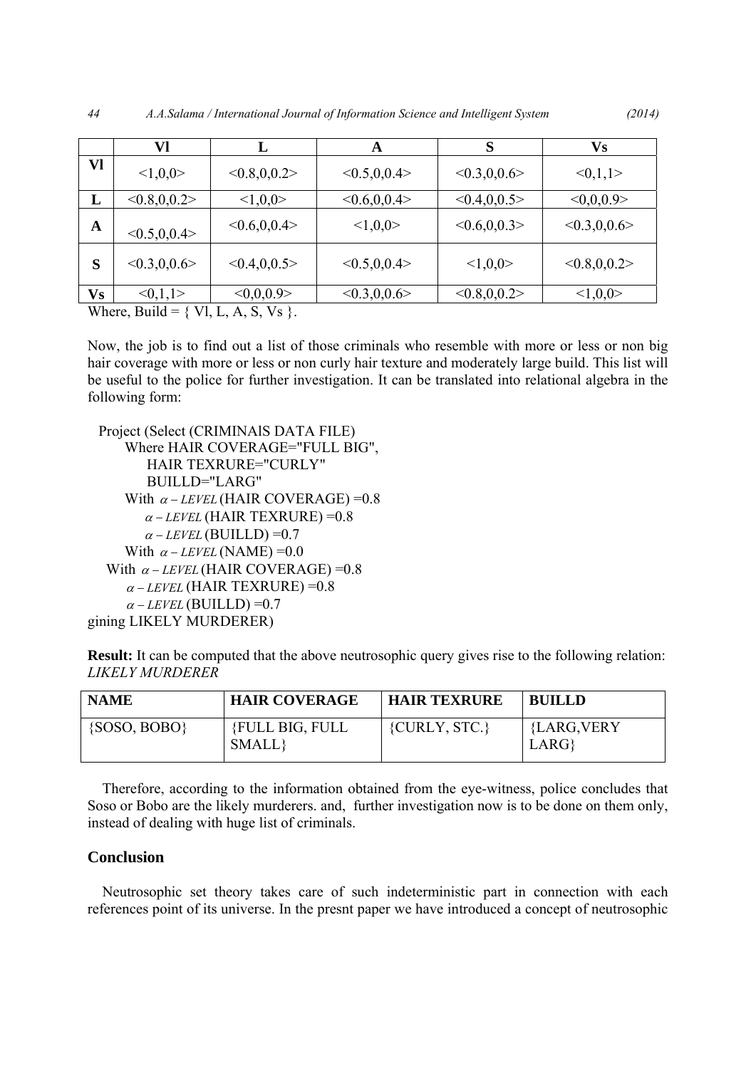|  | Vl | L | A | S | Vs |
|---|---|---|---|---|---|
| **Vl** | <1,0,0> | <0.8,0,0.2> | <0.5,0,0.4> | <0.3,0,0.6> | <0,1,1> |
| **L** | <0.8,0,0.2> | <1,0,0> | <0.6,0,0.4> | <0.4,0,0.5> | <0,0,0.9> |
| **A** | <0.5,0,0.4> | <0.6,0,0.4> | <1,0,0> | <0.6,0,0.3> | <0.3,0,0.6> |
| **S** | <0.3,0,0.6> | <0.4,0,0.5> | <0.5,0,0.4> | <1,0,0> | <0.8,0,0.2> |
| **Vs** | <0,1,1> | <0,0,0.9> | <0.3,0,0.6> | <0.8,0,0.2> | <1,0,0> |

Where, Build = { Vl, L, A, S, Vs }.

Now, the job is to find out a list of those criminals who resemble with more or less or non big hair coverage with more or less or non curly hair texture and moderately large build. This list will be useful to the police for further investigation. It can be translated into relational algebra in the following form:

Project (Select (CRIMINAlS DATA FILE)
Where HAIR COVERAGE="FULL BIG",
HAIR TEXRURE="CURLY"
BUILLD="LARG"
With $\alpha - LEVEL$ (HAIR COVERAGE) =0.8
$\alpha - LEVEL$ (HAIR TEXRURE) =0.8
$\alpha - LEVEL$ (BUILLD) =0.7
With $\alpha - LEVEL$ (NAME) =0.0
With $\alpha - LEVEL$ (HAIR COVERAGE) =0.8
$\alpha - LEVEL$ (HAIR TEXRURE) =0.8
$\alpha - LEVEL$ (BUILLD) =0.7
gining LIKELY MURDERER)

**Result:** It can be computed that the above neutrosophic query gives rise to the following relation: *LIKELY MURDERER*

| NAME | HAIR COVERAGE | HAIR TEXRURE | BUILLD |
|---|---|---|---|
| {SOSO, BOBO} | {FULL BIG, FULL SMALL} | {CURLY, STC.} | {LARG,VERY LARG} |

Therefore, according to the information obtained from the eye-witness, police concludes that Soso or Bobo are the likely murderers. and, further investigation now is to be done on them only, instead of dealing with huge list of criminals.

## Conclusion

Neutrosophic set theory takes care of such indeterministic part in connection with each references point of its universe. In the presnt paper we have introduced a concept of neutrosophic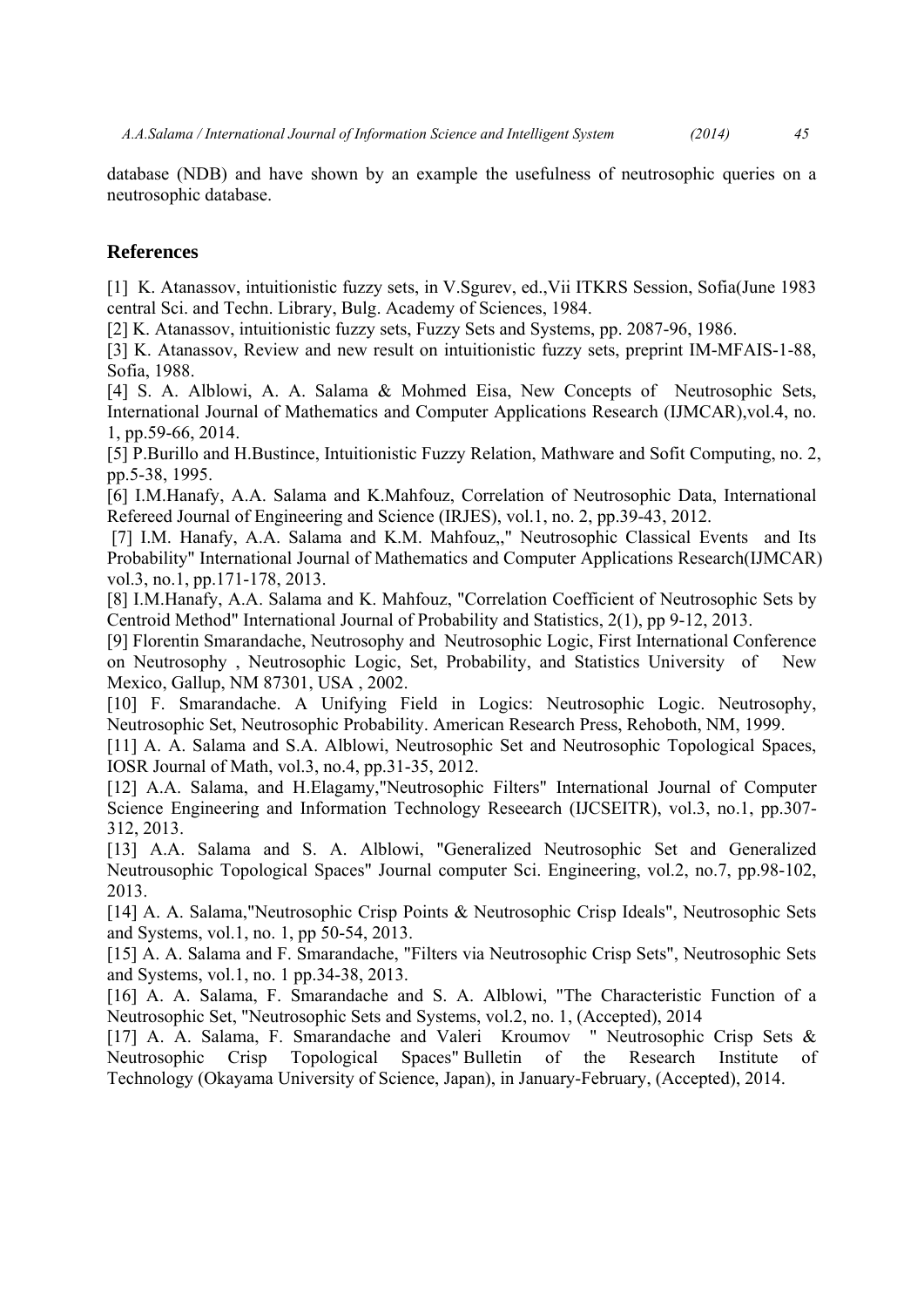database (NDB) and have shown by an example the usefulness of neutrosophic queries on a neutrosophic database.

## References

[1] K. Atanassov, intuitionistic fuzzy sets, in V.Sgurev, ed.,Vii ITKRS Session, Sofia(June 1983 central Sci. and Techn. Library, Bulg. Academy of Sciences, 1984.

[2] K. Atanassov, intuitionistic fuzzy sets, Fuzzy Sets and Systems, pp. 2087-96, 1986.

[3] K. Atanassov, Review and new result on intuitionistic fuzzy sets, preprint IM-MFAIS-1-88, Sofia, 1988.

[4] S. A. Alblowi, A. A. Salama & Mohmed Eisa, New Concepts of Neutrosophic Sets, International Journal of Mathematics and Computer Applications Research (IJMCAR),vol.4, no. 1, pp.59-66, 2014.

[5] P.Burillo and H.Bustince, Intuitionistic Fuzzy Relation, Mathware and Sofit Computing, no. 2, pp.5-38, 1995.

[6] I.M.Hanafy, A.A. Salama and K.Mahfouz, Correlation of Neutrosophic Data, International Refereed Journal of Engineering and Science (IRJES), vol.1, no. 2, pp.39-43, 2012.

[7] I.M. Hanafy, A.A. Salama and K.M. Mahfouz,," Neutrosophic Classical Events and Its Probability" International Journal of Mathematics and Computer Applications Research(IJMCAR) vol.3, no.1, pp.171-178, 2013.

[8] I.M.Hanafy, A.A. Salama and K. Mahfouz, "Correlation Coefficient of Neutrosophic Sets by Centroid Method" International Journal of Probability and Statistics, 2(1), pp 9-12, 2013.

[9] Florentin Smarandache, Neutrosophy and Neutrosophic Logic, First International Conference on Neutrosophy , Neutrosophic Logic, Set, Probability, and Statistics University of New Mexico, Gallup, NM 87301, USA , 2002.

[10] F. Smarandache. A Unifying Field in Logics: Neutrosophic Logic. Neutrosophy, Neutrosophic Set, Neutrosophic Probability. American Research Press, Rehoboth, NM, 1999.

[11] A. A. Salama and S.A. Alblowi, Neutrosophic Set and Neutrosophic Topological Spaces, IOSR Journal of Math, vol.3, no.4, pp.31-35, 2012.

[12] A.A. Salama, and H.Elagamy,"Neutrosophic Filters" International Journal of Computer Science Engineering and Information Technology Reseearch (IJCSEITR), vol.3, no.1, pp.307-312, 2013.

[13] A.A. Salama and S. A. Alblowi, "Generalized Neutrosophic Set and Generalized Neutrousophic Topological Spaces" Journal computer Sci. Engineering, vol.2, no.7, pp.98-102, 2013.

[14] A. A. Salama,"Neutrosophic Crisp Points & Neutrosophic Crisp Ideals", Neutrosophic Sets and Systems, vol.1, no. 1, pp 50-54, 2013.

[15] A. A. Salama and F. Smarandache, "Filters via Neutrosophic Crisp Sets", Neutrosophic Sets and Systems, vol.1, no. 1 pp.34-38, 2013.

[16] A. A. Salama, F. Smarandache and S. A. Alblowi, "The Characteristic Function of a Neutrosophic Set, "Neutrosophic Sets and Systems, vol.2, no. 1, (Accepted), 2014

[17] A. A. Salama, F. Smarandache and Valeri Kroumov " Neutrosophic Crisp Sets & Neutrosophic Crisp Topological Spaces" Bulletin of the Research Institute of Technology (Okayama University of Science, Japan), in January-February, (Accepted), 2014.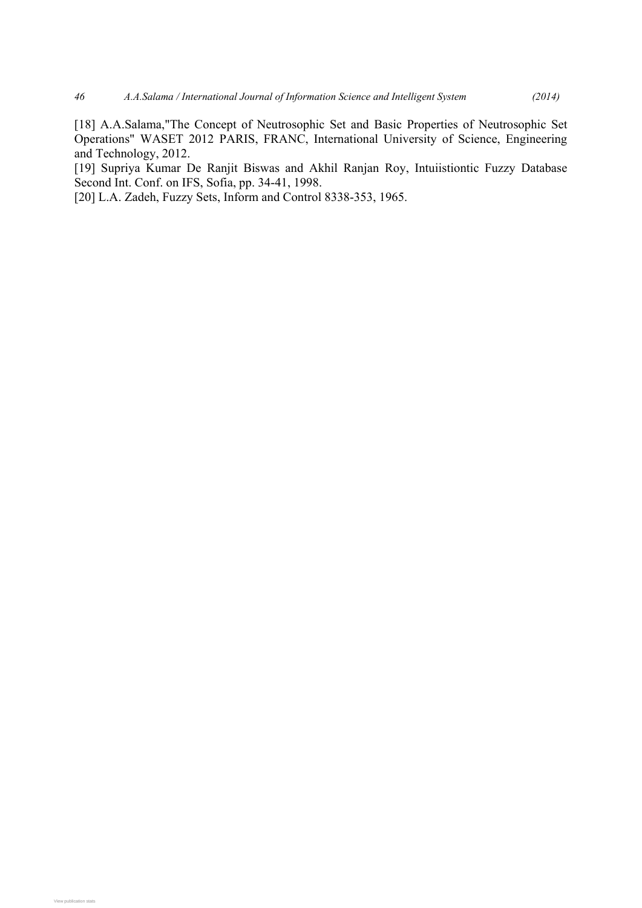[18] A.A.Salama,"The Concept of Neutrosophic Set and Basic Properties of Neutrosophic Set Operations" WASET 2012 PARIS, FRANC, International University of Science, Engineering and Technology, 2012.

[19] Supriya Kumar De Ranjit Biswas and Akhil Ranjan Roy, Intuiistiontic Fuzzy Database Second Int. Conf. on IFS, Sofia, pp. 34-41, 1998.

[20] L.A. Zadeh, Fuzzy Sets, Inform and Control 8338-353, 1965.